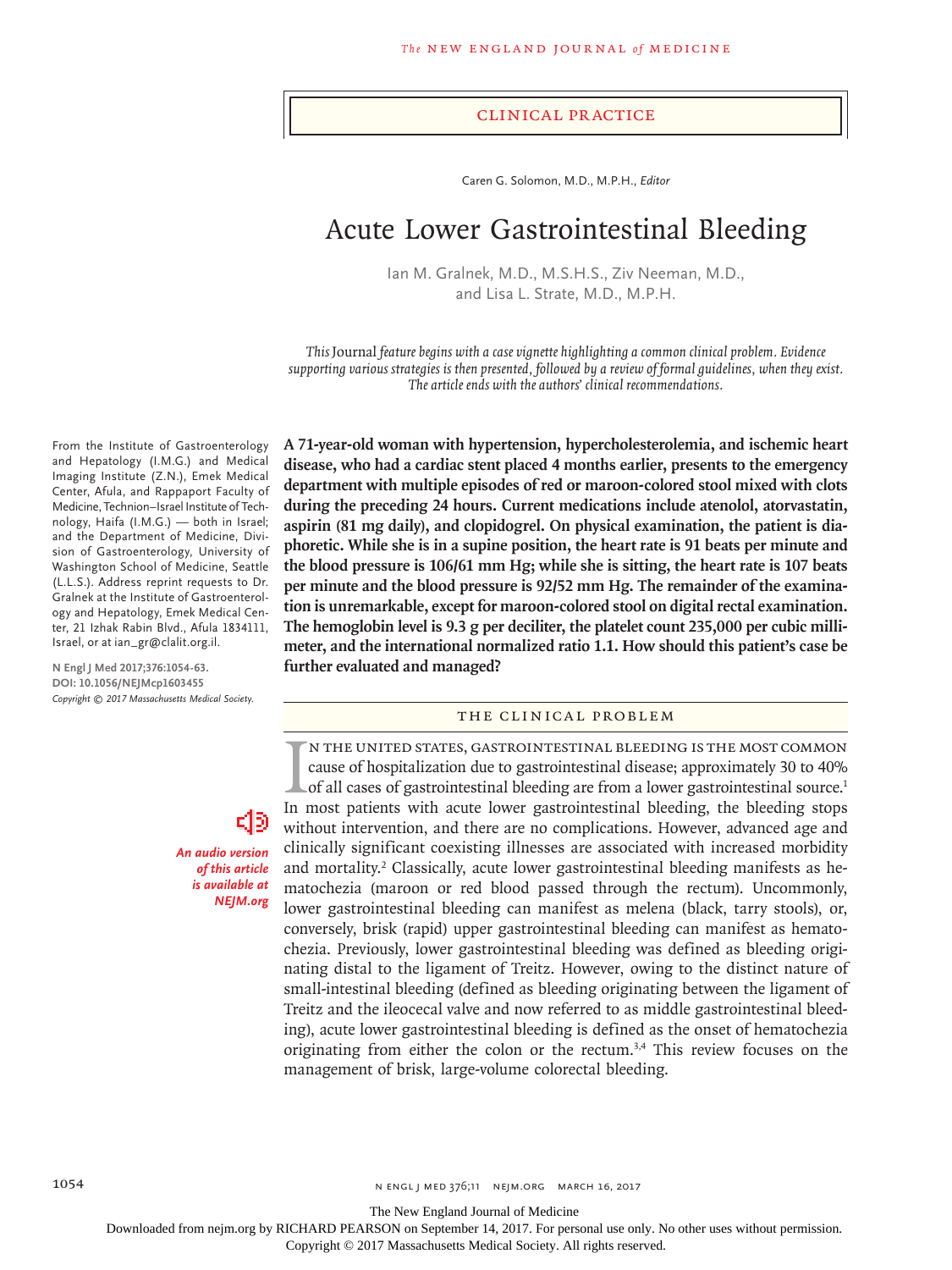Clinical Practice

Caren G. Solomon, M.D., M.P.H., *Editor*

# Acute Lower Gastrointestinal Bleeding

Ian M. Gralnek, M.D., M.S.H.S., Ziv Neeman, M.D., and Lisa L. Strate, M.D., M.P.H.

*This* Journal *feature begins with a case vignette highlighting a common clinical problem. Evidence supporting various strategies is then presented, followed by a review of formal guidelines, when they exist. The article ends with the authors' clinical recommendations.*

From the Institute of Gastroenterology and Hepatology (I.M.G.) and Medical Imaging Institute (Z.N.), Emek Medical Center, Afula, and Rappaport Faculty of Medicine, Technion–Israel Institute of Technology, Haifa (I.M.G.) — both in Israel; and the Department of Medicine, Division of Gastroenterology, University of Washington School of Medicine, Seattle (L.L.S.). Address reprint requests to Dr. Gralnek at the Institute of Gastroenterology and Hepatology, Emek Medical Center, 21 Izhak Rabin Blvd., Afula 1834111, Israel, or at ian_gr@clalit.org.il.

**N Engl J Med 2017;376:1054-63.**
**DOI: 10.1056/NEJMcp1603455**
*Copyright © 2017 Massachusetts Medical Society.*

*An audio version of this article is available at NEJM.org*

**A 71-year-old woman with hypertension, hypercholesterolemia, and ischemic heart disease, who had a cardiac stent placed 4 months earlier, presents to the emergency department with multiple episodes of red or maroon-colored stool mixed with clots during the preceding 24 hours. Current medications include atenolol, atorvastatin, aspirin (81 mg daily), and clopidogrel. On physical examination, the patient is diaphoretic. While she is in a supine position, the heart rate is 91 beats per minute and the blood pressure is 106/61 mm Hg; while she is sitting, the heart rate is 107 beats per minute and the blood pressure is 92/52 mm Hg. The remainder of the examination is unremarkable, except for maroon-colored stool on digital rectal examination. The hemoglobin level is 9.3 g per deciliter, the platelet count 235,000 per cubic millimeter, and the international normalized ratio 1.1. How should this patient's case be further evaluated and managed?**

## The Clinical Problem

In the United States, gastrointestinal bleeding is the most common cause of hospitalization due to gastrointestinal disease; approximately 30 to 40% of all cases of gastrointestinal bleeding are from a lower gastrointestinal source.[1] In most patients with acute lower gastrointestinal bleeding, the bleeding stops without intervention, and there are no complications. However, advanced age and clinically significant coexisting illnesses are associated with increased morbidity and mortality.[2] Classically, acute lower gastrointestinal bleeding manifests as hematochezia (maroon or red blood passed through the rectum). Uncommonly, lower gastrointestinal bleeding can manifest as melena (black, tarry stools), or, conversely, brisk (rapid) upper gastrointestinal bleeding can manifest as hematochezia. Previously, lower gastrointestinal bleeding was defined as bleeding originating distal to the ligament of Treitz. However, owing to the distinct nature of small-intestinal bleeding (defined as bleeding originating between the ligament of Treitz and the ileocecal valve and now referred to as middle gastrointestinal bleeding), acute lower gastrointestinal bleeding is defined as the onset of hematochezia originating from either the colon or the rectum.[3,4] This review focuses on the management of brisk, large-volume colorectal bleeding.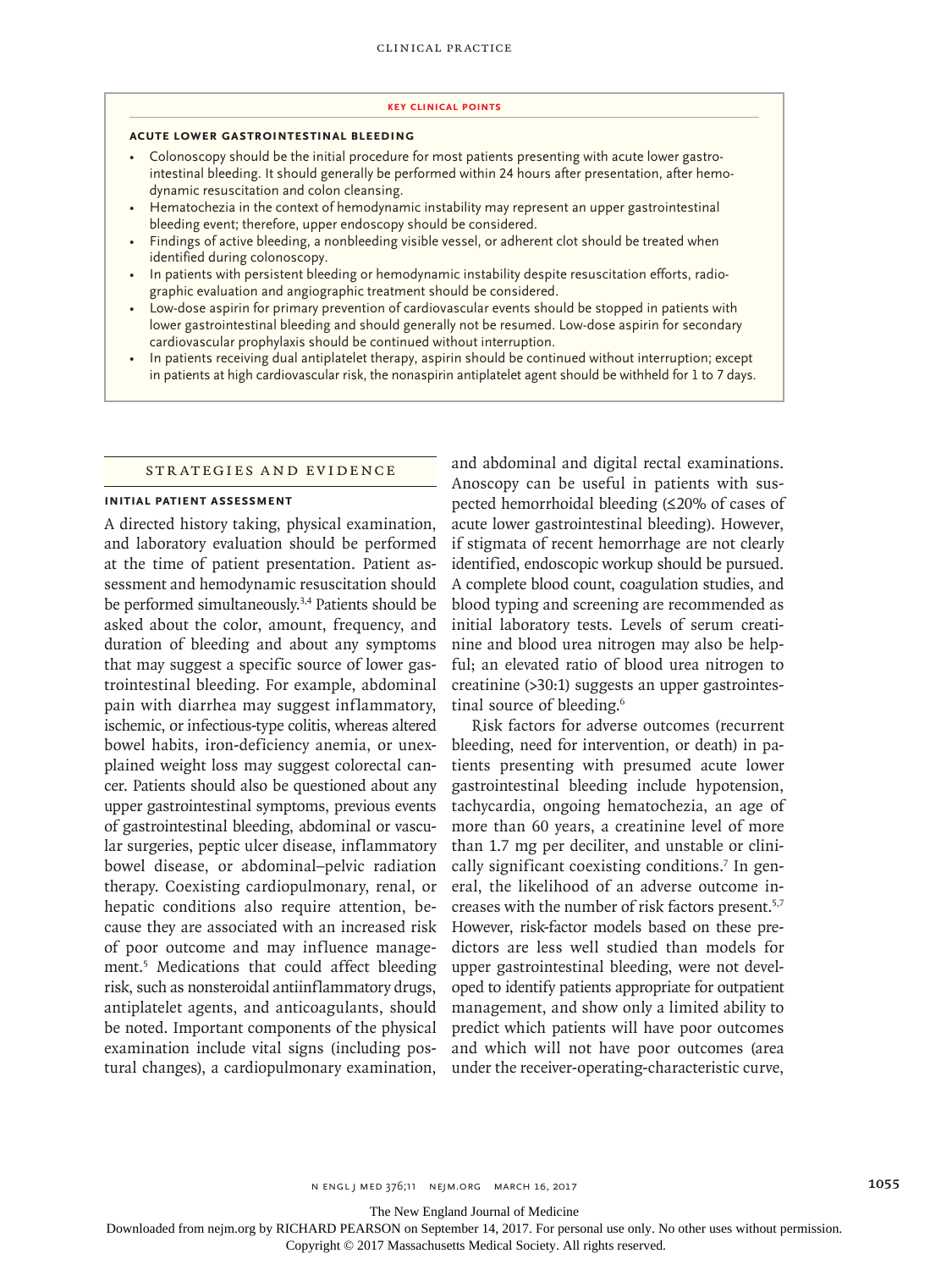### KEY CLINICAL POINTS

#### ACUTE LOWER GASTROINTESTINAL BLEEDING

- Colonoscopy should be the initial procedure for most patients presenting with acute lower gastrointestinal bleeding. It should generally be performed within 24 hours after presentation, after hemodynamic resuscitation and colon cleansing.
- Hematochezia in the context of hemodynamic instability may represent an upper gastrointestinal bleeding event; therefore, upper endoscopy should be considered.
- Findings of active bleeding, a nonbleeding visible vessel, or adherent clot should be treated when identified during colonoscopy.
- In patients with persistent bleeding or hemodynamic instability despite resuscitation efforts, radiographic evaluation and angiographic treatment should be considered.
- Low-dose aspirin for primary prevention of cardiovascular events should be stopped in patients with lower gastrointestinal bleeding and should generally not be resumed. Low-dose aspirin for secondary cardiovascular prophylaxis should be continued without interruption.
- In patients receiving dual antiplatelet therapy, aspirin should be continued without interruption; except in patients at high cardiovascular risk, the nonaspirin antiplatelet agent should be withheld for 1 to 7 days.

## STRATEGIES AND EVIDENCE

### INITIAL PATIENT ASSESSMENT

A directed history taking, physical examination, and laboratory evaluation should be performed at the time of patient presentation. Patient assessment and hemodynamic resuscitation should be performed simultaneously.[3,4] Patients should be asked about the color, amount, frequency, and duration of bleeding and about any symptoms that may suggest a specific source of lower gastrointestinal bleeding. For example, abdominal pain with diarrhea may suggest inflammatory, ischemic, or infectious-type colitis, whereas altered bowel habits, iron-deficiency anemia, or unexplained weight loss may suggest colorectal cancer. Patients should also be questioned about any upper gastrointestinal symptoms, previous events of gastrointestinal bleeding, abdominal or vascular surgeries, peptic ulcer disease, inflammatory bowel disease, or abdominal–pelvic radiation therapy. Coexisting cardiopulmonary, renal, or hepatic conditions also require attention, because they are associated with an increased risk of poor outcome and may influence management.[5] Medications that could affect bleeding risk, such as nonsteroidal antiinflammatory drugs, antiplatelet agents, and anticoagulants, should be noted. Important components of the physical examination include vital signs (including postural changes), a cardiopulmonary examination, and abdominal and digital rectal examinations. Anoscopy can be useful in patients with suspected hemorrhoidal bleeding (≤20% of cases of acute lower gastrointestinal bleeding). However, if stigmata of recent hemorrhage are not clearly identified, endoscopic workup should be pursued. A complete blood count, coagulation studies, and blood typing and screening are recommended as initial laboratory tests. Levels of serum creatinine and blood urea nitrogen may also be helpful; an elevated ratio of blood urea nitrogen to creatinine (>30:1) suggests an upper gastrointestinal source of bleeding.[6]

Risk factors for adverse outcomes (recurrent bleeding, need for intervention, or death) in patients presenting with presumed acute lower gastrointestinal bleeding include hypotension, tachycardia, ongoing hematochezia, an age of more than 60 years, a creatinine level of more than 1.7 mg per deciliter, and unstable or clinically significant coexisting conditions.[7] In general, the likelihood of an adverse outcome increases with the number of risk factors present.[5,7] However, risk-factor models based on these predictors are less well studied than models for upper gastrointestinal bleeding, were not developed to identify patients appropriate for outpatient management, and show only a limited ability to predict which patients will have poor outcomes and which will not have poor outcomes (area under the receiver-operating-characteristic curve,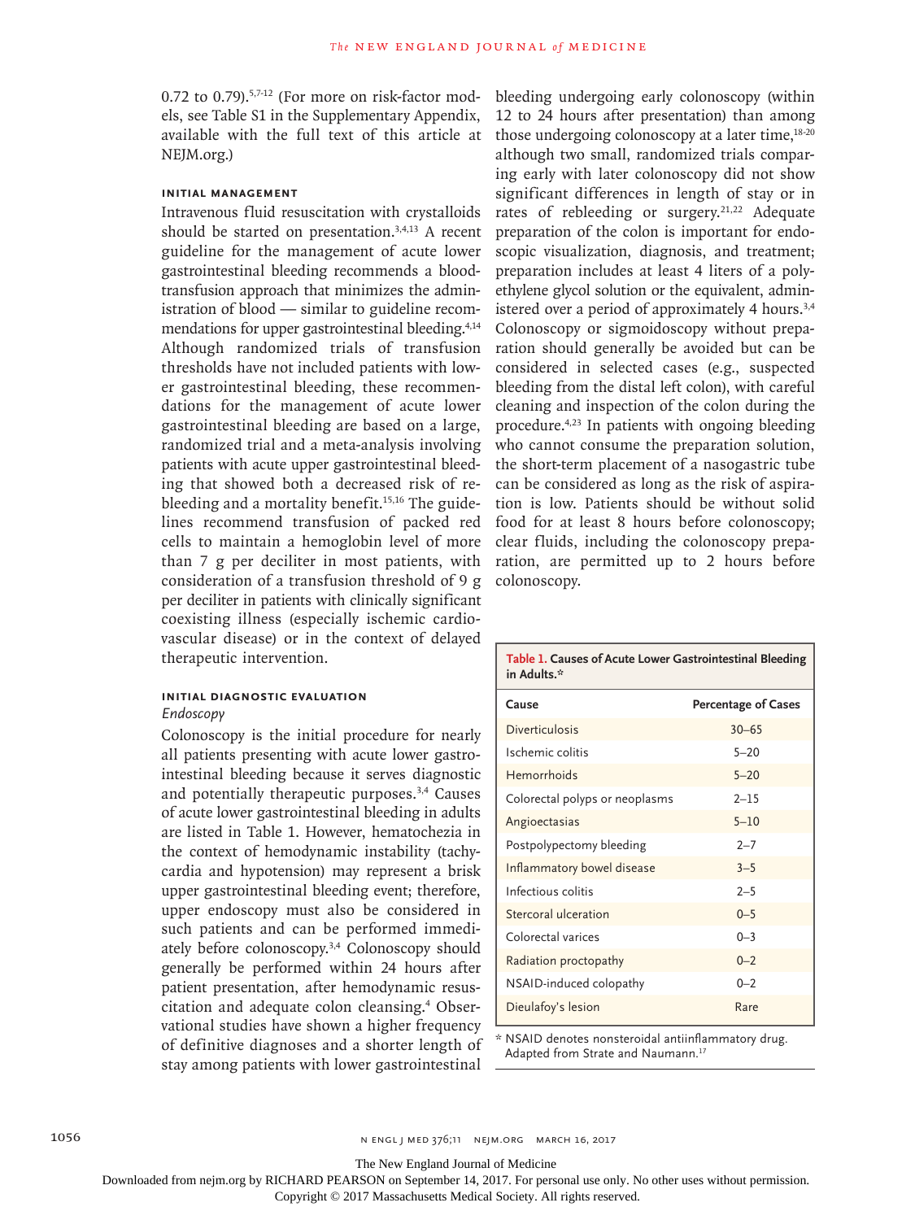0.72 to 0.79).[5,7-12] (For more on risk-factor models, see Table S1 in the Supplementary Appendix, available with the full text of this article at NEJM.org.)

### Initial Management

Intravenous fluid resuscitation with crystalloids should be started on presentation.[3,4,13] A recent guideline for the management of acute lower gastrointestinal bleeding recommends a blood-transfusion approach that minimizes the administration of blood — similar to guideline recommendations for upper gastrointestinal bleeding.[4,14] Although randomized trials of transfusion thresholds have not included patients with lower gastrointestinal bleeding, these recommendations for the management of acute lower gastrointestinal bleeding are based on a large, randomized trial and a meta-analysis involving patients with acute upper gastrointestinal bleeding that showed both a decreased risk of rebleeding and a mortality benefit.[15,16] The guidelines recommend transfusion of packed red cells to maintain a hemoglobin level of more than 7 g per deciliter in most patients, with consideration of a transfusion threshold of 9 g per deciliter in patients with clinically significant coexisting illness (especially ischemic cardiovascular disease) or in the context of delayed therapeutic intervention.

### Initial Diagnostic Evaluation

*Endoscopy*

Colonoscopy is the initial procedure for nearly all patients presenting with acute lower gastrointestinal bleeding because it serves diagnostic and potentially therapeutic purposes.[3,4] Causes of acute lower gastrointestinal bleeding in adults are listed in Table 1. However, hematochezia in the context of hemodynamic instability (tachycardia and hypotension) may represent a brisk upper gastrointestinal bleeding event; therefore, upper endoscopy must also be considered in such patients and can be performed immediately before colonoscopy.[3,4] Colonoscopy should generally be performed within 24 hours after patient presentation, after hemodynamic resuscitation and adequate colon cleansing.[4] Observational studies have shown a higher frequency of definitive diagnoses and a shorter length of stay among patients with lower gastrointestinal bleeding undergoing early colonoscopy (within 12 to 24 hours after presentation) than among those undergoing colonoscopy at a later time,[18-20] although two small, randomized trials comparing early with later colonoscopy did not show significant differences in length of stay or in rates of rebleeding or surgery.[21,22] Adequate preparation of the colon is important for endoscopic visualization, diagnosis, and treatment; preparation includes at least 4 liters of a polyethylene glycol solution or the equivalent, administered over a period of approximately 4 hours.[3,4] Colonoscopy or sigmoidoscopy without preparation should generally be avoided but can be considered in selected cases (e.g., suspected bleeding from the distal left colon), with careful cleaning and inspection of the colon during the procedure.[4,23] In patients with ongoing bleeding who cannot consume the preparation solution, the short-term placement of a nasogastric tube can be considered as long as the risk of aspiration is low. Patients should be without solid food for at least 8 hours before colonoscopy; clear fluids, including the colonoscopy preparation, are permitted up to 2 hours before colonoscopy.

**Table 1. Causes of Acute Lower Gastrointestinal Bleeding in Adults.***

| Cause | Percentage of Cases |
|---|---|
| Diverticulosis | 30–65 |
| Ischemic colitis | 5–20 |
| Hemorrhoids | 5–20 |
| Colorectal polyps or neoplasms | 2–15 |
| Angioectasias | 5–10 |
| Postpolypectomy bleeding | 2–7 |
| Inflammatory bowel disease | 3–5 |
| Infectious colitis | 2–5 |
| Stercoral ulceration | 0–5 |
| Colorectal varices | 0–3 |
| Radiation proctopathy | 0–2 |
| NSAID-induced colopathy | 0–2 |
| Dieulafoy's lesion | Rare |

* NSAID denotes nonsteroidal antiinflammatory drug. Adapted from Strate and Naumann.[17]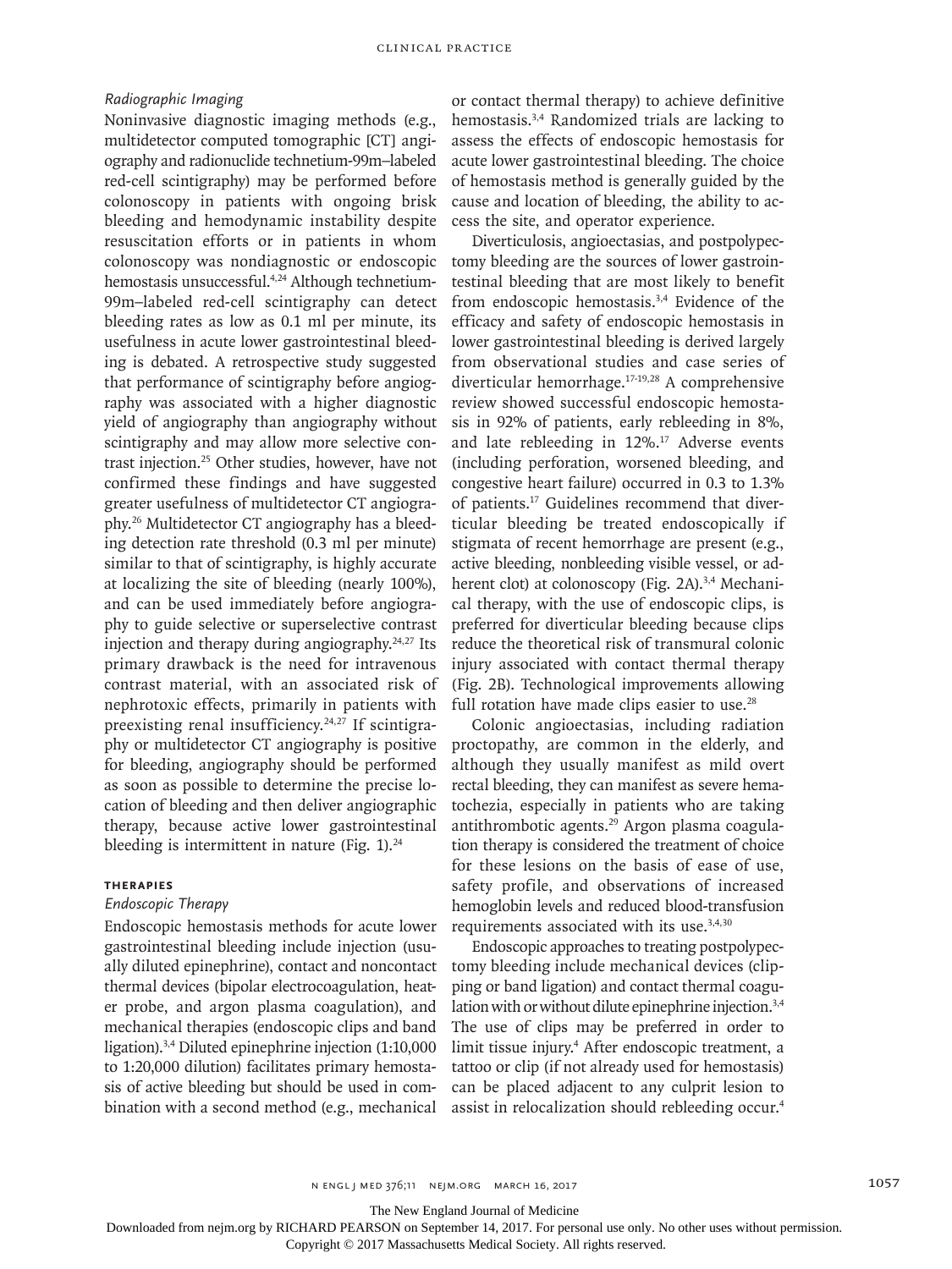### Radiographic Imaging

Noninvasive diagnostic imaging methods (e.g., multidetector computed tomographic [CT] angiography and radionuclide technetium-99m–labeled red-cell scintigraphy) may be performed before colonoscopy in patients with ongoing brisk bleeding and hemodynamic instability despite resuscitation efforts or in patients in whom colonoscopy was nondiagnostic or endoscopic hemostasis unsuccessful.[4,24] Although technetium-99m–labeled red-cell scintigraphy can detect bleeding rates as low as 0.1 ml per minute, its usefulness in acute lower gastrointestinal bleeding is debated. A retrospective study suggested that performance of scintigraphy before angiography was associated with a higher diagnostic yield of angiography than angiography without scintigraphy and may allow more selective contrast injection.[25] Other studies, however, have not confirmed these findings and have suggested greater usefulness of multidetector CT angiography.[26] Multidetector CT angiography has a bleeding detection rate threshold (0.3 ml per minute) similar to that of scintigraphy, is highly accurate at localizing the site of bleeding (nearly 100%), and can be used immediately before angiography to guide selective or superselective contrast injection and therapy during angiography.[24,27] Its primary drawback is the need for intravenous contrast material, with an associated risk of nephrotoxic effects, primarily in patients with preexisting renal insufficiency.[24,27] If scintigraphy or multidetector CT angiography is positive for bleeding, angiography should be performed as soon as possible to determine the precise location of bleeding and then deliver angiographic therapy, because active lower gastrointestinal bleeding is intermittent in nature (Fig. 1).[24]

## THERAPIES

### Endoscopic Therapy

Endoscopic hemostasis methods for acute lower gastrointestinal bleeding include injection (usually diluted epinephrine), contact and noncontact thermal devices (bipolar electrocoagulation, heater probe, and argon plasma coagulation), and mechanical therapies (endoscopic clips and band ligation).[3,4] Diluted epinephrine injection (1:10,000 to 1:20,000 dilution) facilitates primary hemostasis of active bleeding but should be used in combination with a second method (e.g., mechanical or contact thermal therapy) to achieve definitive hemostasis.[3,4] Randomized trials are lacking to assess the effects of endoscopic hemostasis for acute lower gastrointestinal bleeding. The choice of hemostasis method is generally guided by the cause and location of bleeding, the ability to access the site, and operator experience.

Diverticulosis, angioectasias, and postpolypectomy bleeding are the sources of lower gastrointestinal bleeding that are most likely to benefit from endoscopic hemostasis.[3,4] Evidence of the efficacy and safety of endoscopic hemostasis in lower gastrointestinal bleeding is derived largely from observational studies and case series of diverticular hemorrhage.[17-19,28] A comprehensive review showed successful endoscopic hemostasis in 92% of patients, early rebleeding in 8%, and late rebleeding in 12%.[17] Adverse events (including perforation, worsened bleeding, and congestive heart failure) occurred in 0.3 to 1.3% of patients.[17] Guidelines recommend that diverticular bleeding be treated endoscopically if stigmata of recent hemorrhage are present (e.g., active bleeding, nonbleeding visible vessel, or adherent clot) at colonoscopy (Fig. 2A).[3,4] Mechanical therapy, with the use of endoscopic clips, is preferred for diverticular bleeding because clips reduce the theoretical risk of transmural colonic injury associated with contact thermal therapy (Fig. 2B). Technological improvements allowing full rotation have made clips easier to use.[28]

Colonic angioectasias, including radiation proctopathy, are common in the elderly, and although they usually manifest as mild overt rectal bleeding, they can manifest as severe hematochezia, especially in patients who are taking antithrombotic agents.[29] Argon plasma coagulation therapy is considered the treatment of choice for these lesions on the basis of ease of use, safety profile, and observations of increased hemoglobin levels and reduced blood-transfusion requirements associated with its use.[3,4,30]

Endoscopic approaches to treating postpolypectomy bleeding include mechanical devices (clipping or band ligation) and contact thermal coagulation with or without dilute epinephrine injection.[3,4] The use of clips may be preferred in order to limit tissue injury.[4] After endoscopic treatment, a tattoo or clip (if not already used for hemostasis) can be placed adjacent to any culprit lesion to assist in relocalization should rebleeding occur.[4]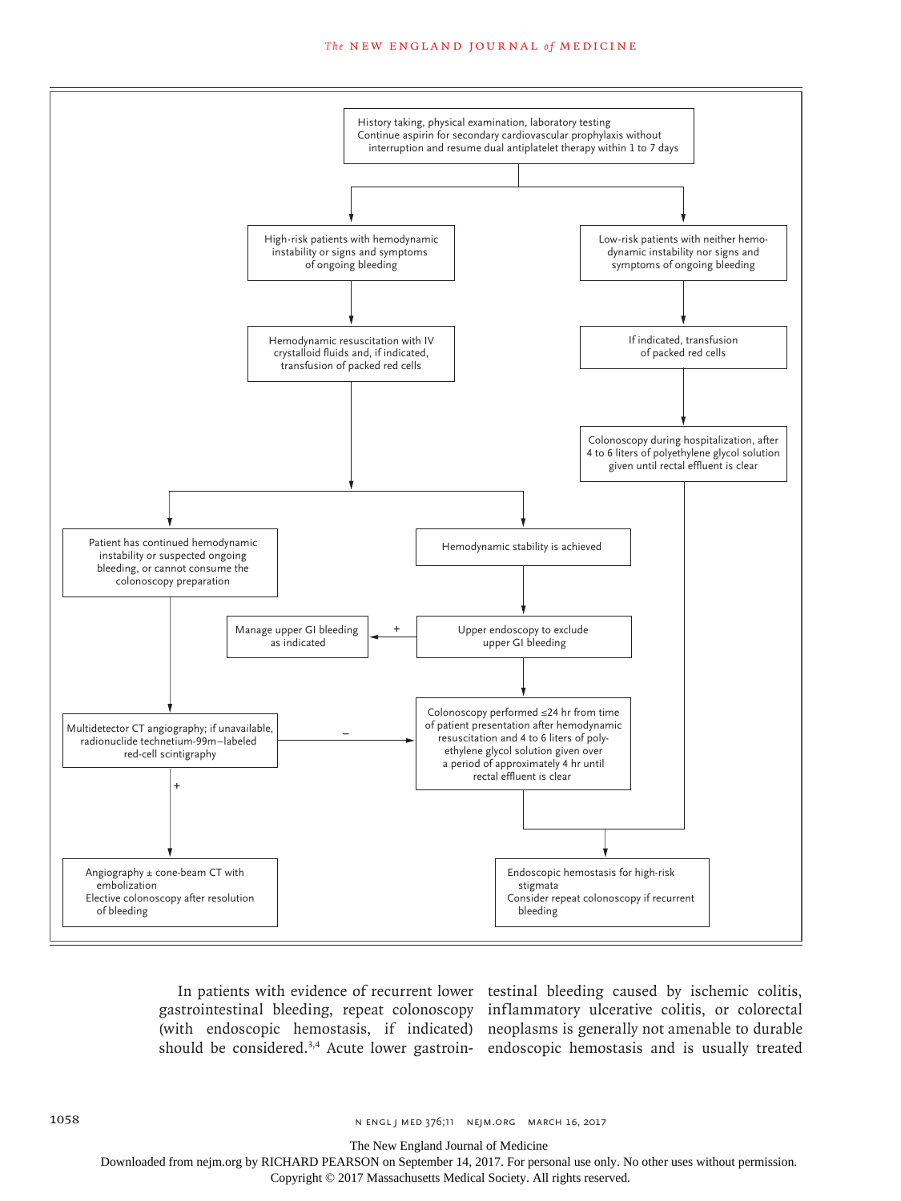History taking, physical examination, laboratory testing
Continue aspirin for secondary cardiovascular prophylaxis without interruption and resume dual antiplatelet therapy within 1 to 7 days

**High-risk patients with hemodynamic instability or signs and symptoms of ongoing bleeding**

- Hemodynamic resuscitation with IV crystalloid fluids and, if indicated, transfusion of packed red cells
  - Patient has continued hemodynamic instability or suspected ongoing bleeding, or cannot consume the colonoscopy preparation
    - Multidetector CT angiography; if unavailable, radionuclide technetium-99m–labeled red-cell scintigraphy
      - +: Angiography ± cone-beam CT with embolization. Elective colonoscopy after resolution of bleeding
      - –: Colonoscopy performed ≤24 hr from time of patient presentation after hemodynamic resuscitation and 4 to 6 liters of polyethylene glycol solution given over a period of approximately 4 hr until rectal effluent is clear
  - Hemodynamic stability is achieved
    - Upper endoscopy to exclude upper GI bleeding
      - +: Manage upper GI bleeding as indicated
      - Colonoscopy performed ≤24 hr from time of patient presentation after hemodynamic resuscitation and 4 to 6 liters of polyethylene glycol solution given over a period of approximately 4 hr until rectal effluent is clear
        - Endoscopic hemostasis for high-risk stigmata. Consider repeat colonoscopy if recurrent bleeding

**Low-risk patients with neither hemodynamic instability nor signs and symptoms of ongoing bleeding**

- If indicated, transfusion of packed red cells
  - Colonoscopy during hospitalization, after 4 to 6 liters of polyethylene glycol solution given until rectal effluent is clear
    - Endoscopic hemostasis for high-risk stigmata. Consider repeat colonoscopy if recurrent bleeding

In patients with evidence of recurrent lower gastrointestinal bleeding, repeat colonoscopy (with endoscopic hemostasis, if indicated) should be considered.[3,4] Acute lower gastrointestinal bleeding caused by ischemic colitis, inflammatory ulcerative colitis, or colorectal neoplasms is generally not amenable to durable endoscopic hemostasis and is usually treated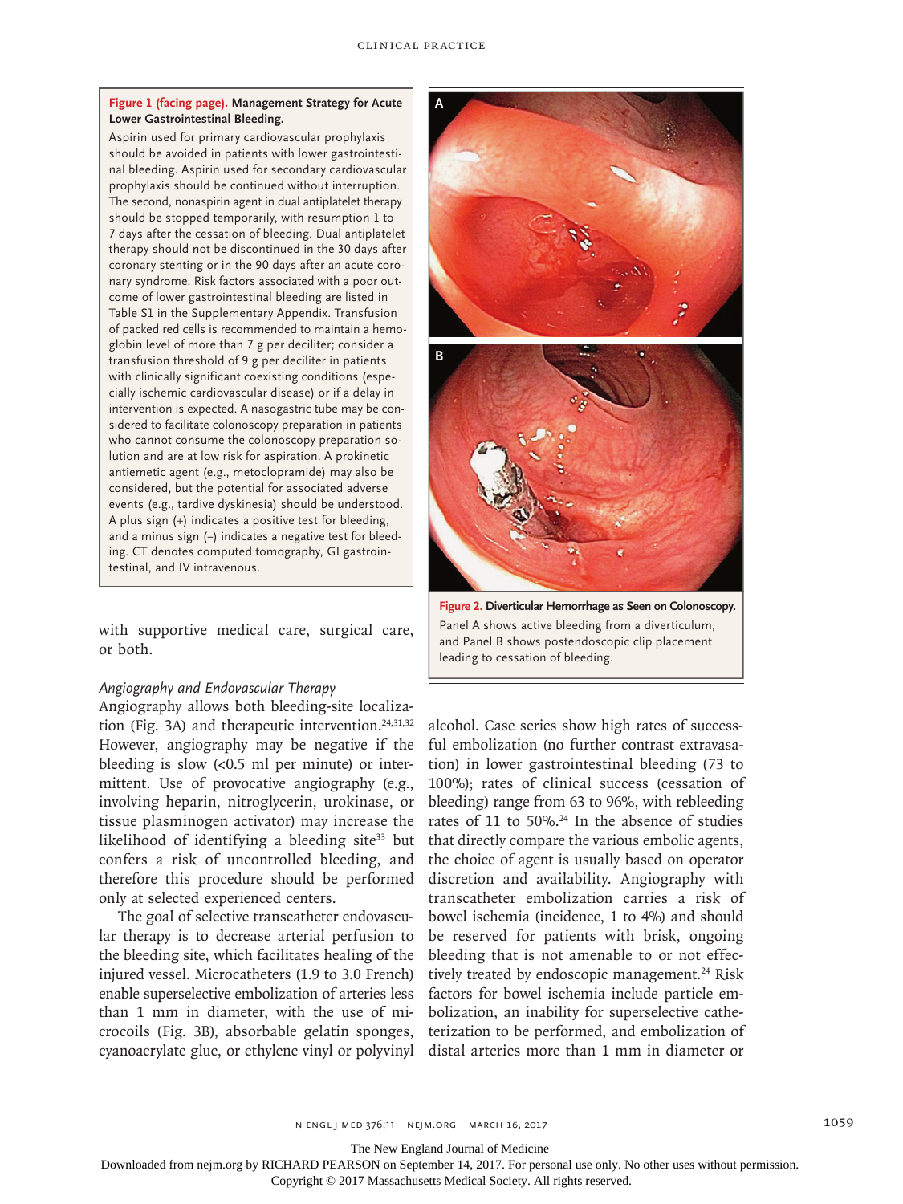**Figure 1 (facing page). Management Strategy for Acute Lower Gastrointestinal Bleeding.**

Aspirin used for primary cardiovascular prophylaxis should be avoided in patients with lower gastrointestinal bleeding. Aspirin used for secondary cardiovascular prophylaxis should be continued without interruption. The second, nonaspirin agent in dual antiplatelet therapy should be stopped temporarily, with resumption 1 to 7 days after the cessation of bleeding. Dual antiplatelet therapy should not be discontinued in the 30 days after coronary stenting or in the 90 days after an acute coronary syndrome. Risk factors associated with a poor outcome of lower gastrointestinal bleeding are listed in Table S1 in the Supplementary Appendix. Transfusion of packed red cells is recommended to maintain a hemoglobin level of more than 7 g per deciliter; consider a transfusion threshold of 9 g per deciliter in patients with clinically significant coexisting conditions (especially ischemic cardiovascular disease) or if a delay in intervention is expected. A nasogastric tube may be considered to facilitate colonoscopy preparation in patients who cannot consume the colonoscopy preparation solution and are at low risk for aspiration. A prokinetic antiemetic agent (e.g., metoclopramide) may also be considered, but the potential for associated adverse events (e.g., tardive dyskinesia) should be understood. A plus sign (+) indicates a positive test for bleeding, and a minus sign (–) indicates a negative test for bleeding. CT denotes computed tomography, GI gastrointestinal, and IV intravenous.

with supportive medical care, surgical care, or both.

*Angiography and Endovascular Therapy*

Angiography allows both bleeding-site localization (Fig. 3A) and therapeutic intervention.[24,31,32] However, angiography may be negative if the bleeding is slow (<0.5 ml per minute) or intermittent. Use of provocative angiography (e.g., involving heparin, nitroglycerin, urokinase, or tissue plasminogen activator) may increase the likelihood of identifying a bleeding site[33] but confers a risk of uncontrolled bleeding, and therefore this procedure should be performed only at selected experienced centers.

The goal of selective transcatheter endovascular therapy is to decrease arterial perfusion to the bleeding site, which facilitates healing of the injured vessel. Microcatheters (1.9 to 3.0 French) enable superselective embolization of arteries less than 1 mm in diameter, with the use of microcoils (Fig. 3B), absorbable gelatin sponges, cyanoacrylate glue, or ethylene vinyl or polyvinyl alcohol. Case series show high rates of successful embolization (no further contrast extravasation) in lower gastrointestinal bleeding (73 to 100%); rates of clinical success (cessation of bleeding) range from 63 to 96%, with rebleeding rates of 11 to 50%.[24] In the absence of studies that directly compare the various embolic agents, the choice of agent is usually based on operator discretion and availability. Angiography with transcatheter embolization carries a risk of bowel ischemia (incidence, 1 to 4%) and should be reserved for patients with brisk, ongoing bleeding that is not amenable to or not effectively treated by endoscopic management.[24] Risk factors for bowel ischemia include particle embolization, an inability for superselective catheterization to be performed, and embolization of distal arteries more than 1 mm in diameter or

**Figure 2. Diverticular Hemorrhage as Seen on Colonoscopy.**

Panel A shows active bleeding from a diverticulum, and Panel B shows postendoscopic clip placement leading to cessation of bleeding.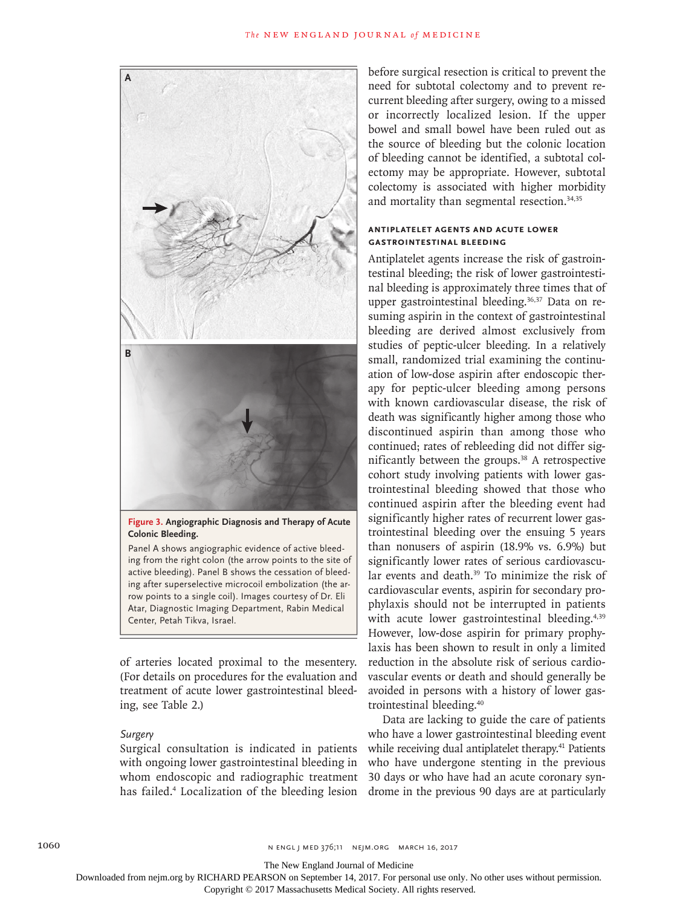**Figure 3. Angiographic Diagnosis and Therapy of Acute Colonic Bleeding.**

Panel A shows angiographic evidence of active bleeding from the right colon (the arrow points to the site of active bleeding). Panel B shows the cessation of bleeding after superselective microcoil embolization (the arrow points to a single coil). Images courtesy of Dr. Eli Atar, Diagnostic Imaging Department, Rabin Medical Center, Petah Tikva, Israel.

of arteries located proximal to the mesentery. (For details on procedures for the evaluation and treatment of acute lower gastrointestinal bleeding, see Table 2.)

*Surgery*

Surgical consultation is indicated in patients with ongoing lower gastrointestinal bleeding in whom endoscopic and radiographic treatment has failed.[4] Localization of the bleeding lesion before surgical resection is critical to prevent the need for subtotal colectomy and to prevent recurrent bleeding after surgery, owing to a missed or incorrectly localized lesion. If the upper bowel and small bowel have been ruled out as the source of bleeding but the colonic location of bleeding cannot be identified, a subtotal colectomy may be appropriate. However, subtotal colectomy is associated with higher morbidity and mortality than segmental resection.[34,35]

### ANTIPLATELET AGENTS AND ACUTE LOWER GASTROINTESTINAL BLEEDING

Antiplatelet agents increase the risk of gastrointestinal bleeding; the risk of lower gastrointestinal bleeding is approximately three times that of upper gastrointestinal bleeding.[36,37] Data on resuming aspirin in the context of gastrointestinal bleeding are derived almost exclusively from studies of peptic-ulcer bleeding. In a relatively small, randomized trial examining the continuation of low-dose aspirin after endoscopic therapy for peptic-ulcer bleeding among persons with known cardiovascular disease, the risk of death was significantly higher among those who discontinued aspirin than among those who continued; rates of rebleeding did not differ significantly between the groups.[38] A retrospective cohort study involving patients with lower gastrointestinal bleeding showed that those who continued aspirin after the bleeding event had significantly higher rates of recurrent lower gastrointestinal bleeding over the ensuing 5 years than nonusers of aspirin (18.9% vs. 6.9%) but significantly lower rates of serious cardiovascular events and death.[39] To minimize the risk of cardiovascular events, aspirin for secondary prophylaxis should not be interrupted in patients with acute lower gastrointestinal bleeding.[4,39] However, low-dose aspirin for primary prophylaxis has been shown to result in only a limited reduction in the absolute risk of serious cardiovascular events or death and should generally be avoided in persons with a history of lower gastrointestinal bleeding.[40]

Data are lacking to guide the care of patients who have a lower gastrointestinal bleeding event while receiving dual antiplatelet therapy.[41] Patients who have undergone stenting in the previous 30 days or who have had an acute coronary syndrome in the previous 90 days are at particularly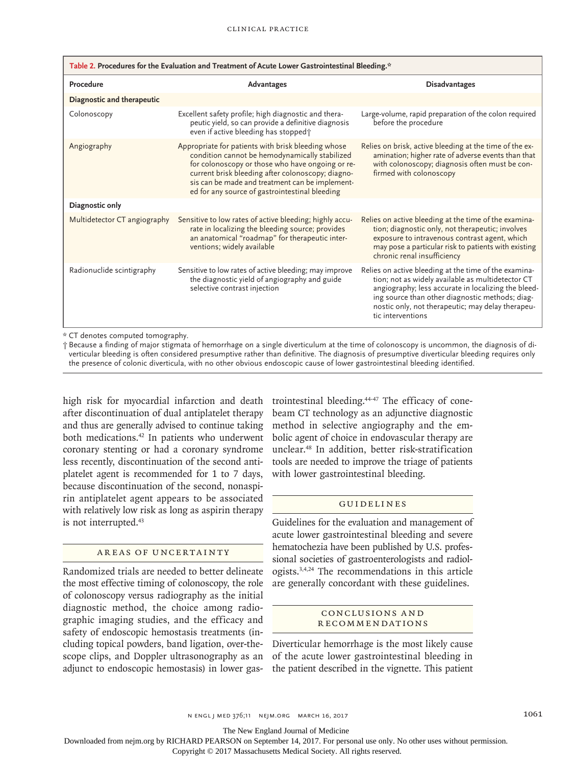**Table 2. Procedures for the Evaluation and Treatment of Acute Lower Gastrointestinal Bleeding.***

| Procedure | Advantages | Disadvantages |
|---|---|---|
| **Diagnostic and therapeutic** | | |
| Colonoscopy | Excellent safety profile; high diagnostic and therapeutic yield, so can provide a definitive diagnosis even if active bleeding has stopped† | Large-volume, rapid preparation of the colon required before the procedure |
| Angiography | Appropriate for patients with brisk bleeding whose condition cannot be hemodynamically stabilized for colonoscopy or those who have ongoing or recurrent brisk bleeding after colonoscopy; diagnosis can be made and treatment can be implemented for any source of gastrointestinal bleeding | Relies on brisk, active bleeding at the time of the examination; higher rate of adverse events than that with colonoscopy; diagnosis often must be confirmed with colonoscopy |
| **Diagnostic only** | | |
| Multidetector CT angiography | Sensitive to low rates of active bleeding; highly accurate in localizing the bleeding source; provides an anatomical "roadmap" for therapeutic interventions; widely available | Relies on active bleeding at the time of the examination; diagnostic only, not therapeutic; involves exposure to intravenous contrast agent, which may pose a particular risk to patients with existing chronic renal insufficiency |
| Radionuclide scintigraphy | Sensitive to low rates of active bleeding; may improve the diagnostic yield of angiography and guide selective contrast injection | Relies on active bleeding at the time of the examination; not as widely available as multidetector CT angiography; less accurate in localizing the bleeding source than other diagnostic methods; diagnostic only, not therapeutic; may delay therapeutic interventions |

\* CT denotes computed tomography.

† Because a finding of major stigmata of hemorrhage on a single diverticulum at the time of colonoscopy is uncommon, the diagnosis of diverticular bleeding is often considered presumptive rather than definitive. The diagnosis of presumptive diverticular bleeding requires only the presence of colonic diverticula, with no other obvious endoscopic cause of lower gastrointestinal bleeding identified.

high risk for myocardial infarction and death after discontinuation of dual antiplatelet therapy and thus are generally advised to continue taking both medications.[42] In patients who underwent coronary stenting or had a coronary syndrome less recently, discontinuation of the second antiplatelet agent is recommended for 1 to 7 days, because discontinuation of the second, nonaspirin antiplatelet agent appears to be associated with relatively low risk as long as aspirin therapy is not interrupted.[43]

## AREAS OF UNCERTAINTY

Randomized trials are needed to better delineate the most effective timing of colonoscopy, the role of colonoscopy versus radiography as the initial diagnostic method, the choice among radiographic imaging studies, and the efficacy and safety of endoscopic hemostasis treatments (including topical powders, band ligation, over-the-scope clips, and Doppler ultrasonography as an adjunct to endoscopic hemostasis) in lower gastrointestinal bleeding.[44-47] The efficacy of cone-beam CT technology as an adjunctive diagnostic method in selective angiography and the embolic agent of choice in endovascular therapy are unclear.[48] In addition, better risk-stratification tools are needed to improve the triage of patients with lower gastrointestinal bleeding.

## GUIDELINES

Guidelines for the evaluation and management of acute lower gastrointestinal bleeding and severe hematochezia have been published by U.S. professional societies of gastroenterologists and radiologists.[3,4,24] The recommendations in this article are generally concordant with these guidelines.

## CONCLUSIONS AND RECOMMENDATIONS

Diverticular hemorrhage is the most likely cause of the acute lower gastrointestinal bleeding in the patient described in the vignette. This patient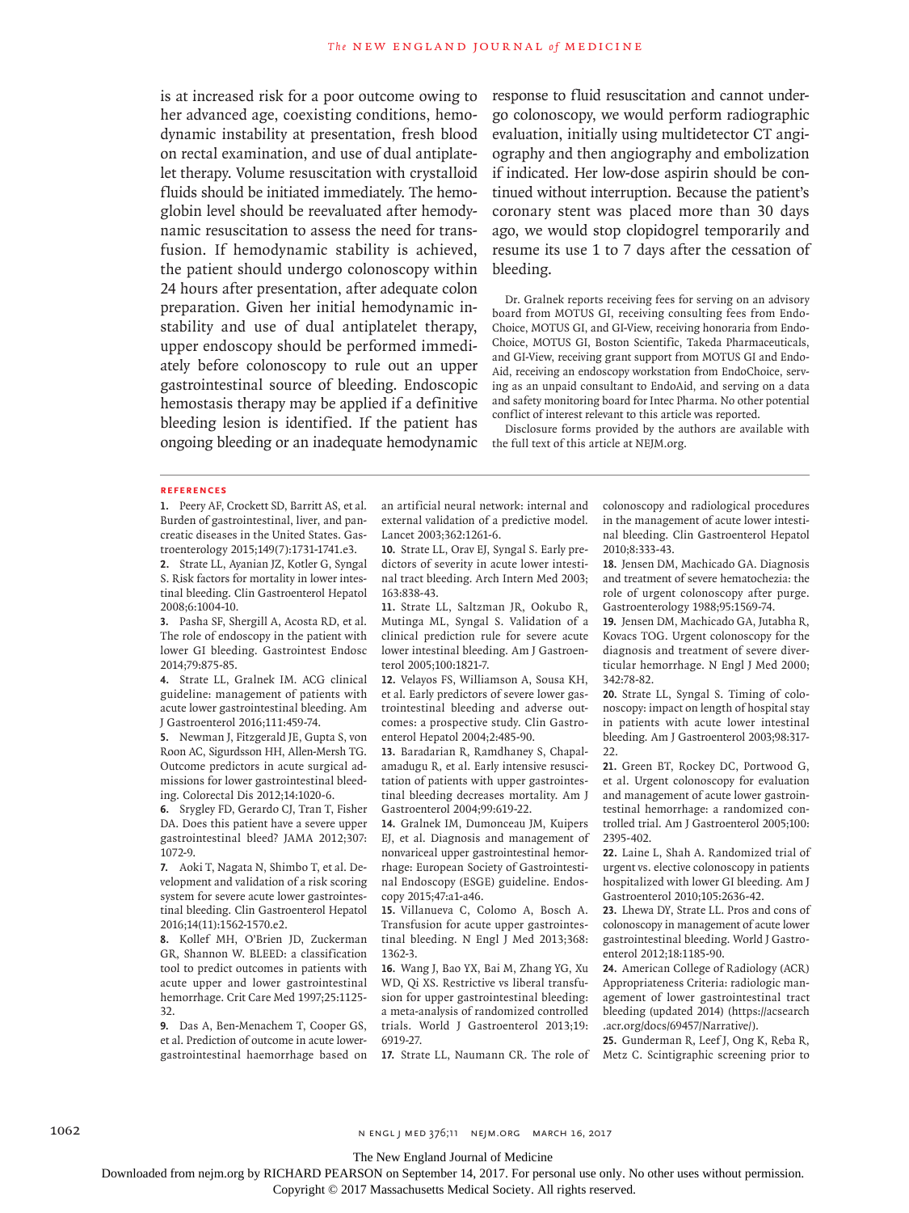is at increased risk for a poor outcome owing to her advanced age, coexisting conditions, hemodynamic instability at presentation, fresh blood on rectal examination, and use of dual antiplatelet therapy. Volume resuscitation with crystalloid fluids should be initiated immediately. The hemoglobin level should be reevaluated after hemodynamic resuscitation to assess the need for transfusion. If hemodynamic stability is achieved, the patient should undergo colonoscopy within 24 hours after presentation, after adequate colon preparation. Given her initial hemodynamic instability and use of dual antiplatelet therapy, upper endoscopy should be performed immediately before colonoscopy to rule out an upper gastrointestinal source of bleeding. Endoscopic hemostasis therapy may be applied if a definitive bleeding lesion is identified. If the patient has ongoing bleeding or an inadequate hemodynamic response to fluid resuscitation and cannot undergo colonoscopy, we would perform radiographic evaluation, initially using multidetector CT angiography and then angiography and embolization if indicated. Her low-dose aspirin should be continued without interruption. Because the patient's coronary stent was placed more than 30 days ago, we would stop clopidogrel temporarily and resume its use 1 to 7 days after the cessation of bleeding.

Dr. Gralnek reports receiving fees for serving on an advisory board from MOTUS GI, receiving consulting fees from EndoChoice, MOTUS GI, and GI-View, receiving honoraria from EndoChoice, MOTUS GI, Boston Scientific, Takeda Pharmaceuticals, and GI-View, receiving grant support from MOTUS GI and EndoAid, receiving an endoscopy workstation from EndoChoice, serving as an unpaid consultant to EndoAid, and serving on a data and safety monitoring board for Intec Pharma. No other potential conflict of interest relevant to this article was reported.

Disclosure forms provided by the authors are available with the full text of this article at NEJM.org.

## References

1. Peery AF, Crockett SD, Barritt AS, et al. Burden of gastrointestinal, liver, and pancreatic diseases in the United States. Gastroenterology 2015;149(7):1731-1741.e3.
2. Strate LL, Ayanian JZ, Kotler G, Syngal S. Risk factors for mortality in lower intestinal bleeding. Clin Gastroenterol Hepatol 2008;6:1004-10.
3. Pasha SF, Shergill A, Acosta RD, et al. The role of endoscopy in the patient with lower GI bleeding. Gastrointest Endosc 2014;79:875-85.
4. Strate LL, Gralnek IM. ACG clinical guideline: management of patients with acute lower gastrointestinal bleeding. Am J Gastroenterol 2016;111:459-74.
5. Newman J, Fitzgerald JE, Gupta S, von Roon AC, Sigurdsson HH, Allen-Mersh TG. Outcome predictors in acute surgical admissions for lower gastrointestinal bleeding. Colorectal Dis 2012;14:1020-6.
6. Srygley FD, Gerardo CJ, Tran T, Fisher DA. Does this patient have a severe upper gastrointestinal bleed? JAMA 2012;307:1072-9.
7. Aoki T, Nagata N, Shimbo T, et al. Development and validation of a risk scoring system for severe acute lower gastrointestinal bleeding. Clin Gastroenterol Hepatol 2016;14(11):1562-1570.e2.
8. Kollef MH, O'Brien JD, Zuckerman GR, Shannon W. BLEED: a classification tool to predict outcomes in patients with acute upper and lower gastrointestinal hemorrhage. Crit Care Med 1997;25:1125-32.
9. Das A, Ben-Menachem T, Cooper GS, et al. Prediction of outcome in acute lower-gastrointestinal haemorrhage based on an artificial neural network: internal and external validation of a predictive model. Lancet 2003;362:1261-6.
10. Strate LL, Orav EJ, Syngal S. Early predictors of severity in acute lower intestinal tract bleeding. Arch Intern Med 2003;163:838-43.
11. Strate LL, Saltzman JR, Ookubo R, Mutinga ML, Syngal S. Validation of a clinical prediction rule for severe acute lower intestinal bleeding. Am J Gastroenterol 2005;100:1821-7.
12. Velayos FS, Williamson A, Sousa KH, et al. Early predictors of severe lower gastrointestinal bleeding and adverse outcomes: a prospective study. Clin Gastroenterol Hepatol 2004;2:485-90.
13. Baradarian R, Ramdhaney S, Chapalamadugu R, et al. Early intensive resuscitation of patients with upper gastrointestinal bleeding decreases mortality. Am J Gastroenterol 2004;99:619-22.
14. Gralnek IM, Dumonceau JM, Kuipers EJ, et al. Diagnosis and management of nonvariceal upper gastrointestinal hemorrhage: European Society of Gastrointestinal Endoscopy (ESGE) guideline. Endoscopy 2015;47:a1-a46.
15. Villanueva C, Colomo A, Bosch A. Transfusion for acute upper gastrointestinal bleeding. N Engl J Med 2013;368:1362-3.
16. Wang J, Bao YX, Bai M, Zhang YG, Xu WD, Qi XS. Restrictive vs liberal transfusion for upper gastrointestinal bleeding: a meta-analysis of randomized controlled trials. World J Gastroenterol 2013;19:6919-27.
17. Strate LL, Naumann CR. The role of colonoscopy and radiological procedures in the management of acute lower intestinal bleeding. Clin Gastroenterol Hepatol 2010;8:333-43.
18. Jensen DM, Machicado GA. Diagnosis and treatment of severe hematochezia: the role of urgent colonoscopy after purge. Gastroenterology 1988;95:1569-74.
19. Jensen DM, Machicado GA, Jutabha R, Kovacs TOG. Urgent colonoscopy for the diagnosis and treatment of severe diverticular hemorrhage. N Engl J Med 2000;342:78-82.
20. Strate LL, Syngal S. Timing of colonoscopy: impact on length of hospital stay in patients with acute lower intestinal bleeding. Am J Gastroenterol 2003;98:317-22.
21. Green BT, Rockey DC, Portwood G, et al. Urgent colonoscopy for evaluation and management of acute lower gastrointestinal hemorrhage: a randomized controlled trial. Am J Gastroenterol 2005;100:2395-402.
22. Laine L, Shah A. Randomized trial of urgent vs. elective colonoscopy in patients hospitalized with lower GI bleeding. Am J Gastroenterol 2010;105:2636-42.
23. Lhewa DY, Strate LL. Pros and cons of colonoscopy in management of acute lower gastrointestinal bleeding. World J Gastroenterol 2012;18:1185-90.
24. American College of Radiology (ACR) Appropriateness Criteria: radiologic management of lower gastrointestinal tract bleeding (updated 2014) (https://acsearch.acr.org/docs/69457/Narrative/).
25. Gunderman R, Leef J, Ong K, Reba R, Metz C. Scintigraphic screening prior to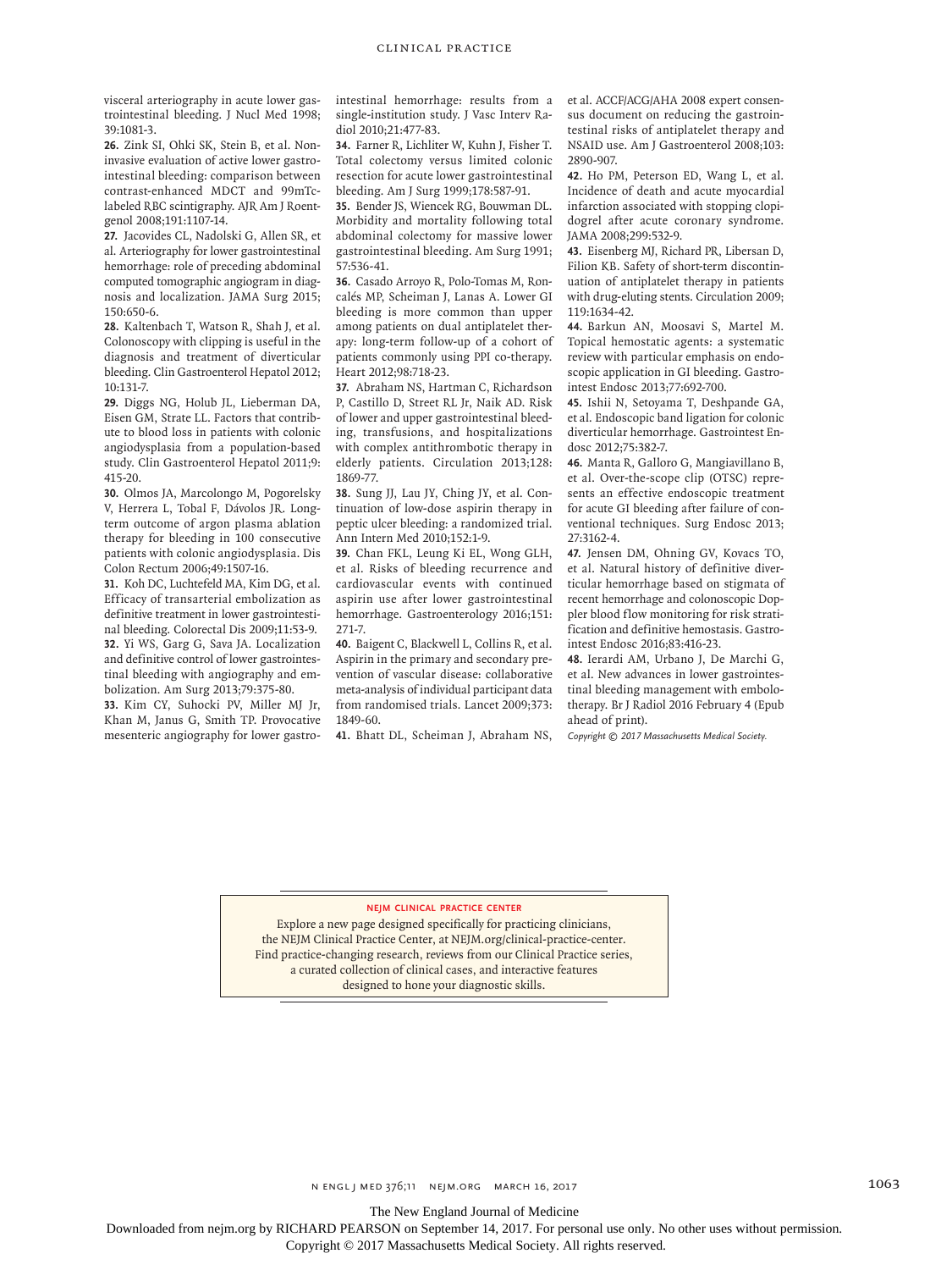visceral arteriography in acute lower gastrointestinal bleeding. J Nucl Med 1998; 39:1081-3.

**26.** Zink SI, Ohki SK, Stein B, et al. Noninvasive evaluation of active lower gastrointestinal bleeding: comparison between contrast-enhanced MDCT and 99mTc-labeled RBC scintigraphy. AJR Am J Roentgenol 2008;191:1107-14.

**27.** Jacovides CL, Nadolski G, Allen SR, et al. Arteriography for lower gastrointestinal hemorrhage: role of preceding abdominal computed tomographic angiogram in diagnosis and localization. JAMA Surg 2015; 150:650-6.

**28.** Kaltenbach T, Watson R, Shah J, et al. Colonoscopy with clipping is useful in the diagnosis and treatment of diverticular bleeding. Clin Gastroenterol Hepatol 2012; 10:131-7.

**29.** Diggs NG, Holub JL, Lieberman DA, Eisen GM, Strate LL. Factors that contribute to blood loss in patients with colonic angiodysplasia from a population-based study. Clin Gastroenterol Hepatol 2011;9: 415-20.

**30.** Olmos JA, Marcolongo M, Pogorelsky V, Herrera L, Tobal F, Dávolos JR. Long-term outcome of argon plasma ablation therapy for bleeding in 100 consecutive patients with colonic angiodysplasia. Dis Colon Rectum 2006;49:1507-16.

**31.** Koh DC, Luchtefeld MA, Kim DG, et al. Efficacy of transarterial embolization as definitive treatment in lower gastrointestinal bleeding. Colorectal Dis 2009;11:53-9.

**32.** Yi WS, Garg G, Sava JA. Localization and definitive control of lower gastrointestinal bleeding with angiography and embolization. Am Surg 2013;79:375-80.

**33.** Kim CY, Suhocki PV, Miller MJ Jr, Khan M, Janus G, Smith TP. Provocative mesenteric angiography for lower gastrointestinal hemorrhage: results from a single-institution study. J Vasc Interv Radiol 2010;21:477-83.

**34.** Farner R, Lichliter W, Kuhn J, Fisher T. Total colectomy versus limited colonic resection for acute lower gastrointestinal bleeding. Am J Surg 1999;178:587-91.

**35.** Bender JS, Wiencek RG, Bouwman DL. Morbidity and mortality following total abdominal colectomy for massive lower gastrointestinal bleeding. Am Surg 1991; 57:536-41.

**36.** Casado Arroyo R, Polo-Tomas M, Roncalés MP, Scheiman J, Lanas A. Lower GI bleeding is more common than upper among patients on dual antiplatelet therapy: long-term follow-up of a cohort of patients commonly using PPI co-therapy. Heart 2012;98:718-23.

**37.** Abraham NS, Hartman C, Richardson P, Castillo D, Street RL Jr, Naik AD. Risk of lower and upper gastrointestinal bleeding, transfusions, and hospitalizations with complex antithrombotic therapy in elderly patients. Circulation 2013;128: 1869-77.

**38.** Sung JJ, Lau JY, Ching JY, et al. Continuation of low-dose aspirin therapy in peptic ulcer bleeding: a randomized trial. Ann Intern Med 2010;152:1-9.

**39.** Chan FKL, Leung Ki EL, Wong GLH, et al. Risks of bleeding recurrence and cardiovascular events with continued aspirin use after lower gastrointestinal hemorrhage. Gastroenterology 2016;151: 271-7.

**40.** Baigent C, Blackwell L, Collins R, et al. Aspirin in the primary and secondary prevention of vascular disease: collaborative meta-analysis of individual participant data from randomised trials. Lancet 2009;373: 1849-60.

**41.** Bhatt DL, Scheiman J, Abraham NS, et al. ACCF/ACG/AHA 2008 expert consensus document on reducing the gastrointestinal risks of antiplatelet therapy and NSAID use. Am J Gastroenterol 2008;103: 2890-907.

**42.** Ho PM, Peterson ED, Wang L, et al. Incidence of death and acute myocardial infarction associated with stopping clopidogrel after acute coronary syndrome. JAMA 2008;299:532-9.

**43.** Eisenberg MJ, Richard PR, Libersan D, Filion KB. Safety of short-term discontinuation of antiplatelet therapy in patients with drug-eluting stents. Circulation 2009; 119:1634-42.

**44.** Barkun AN, Moosavi S, Martel M. Topical hemostatic agents: a systematic review with particular emphasis on endoscopic application in GI bleeding. Gastrointest Endosc 2013;77:692-700.

**45.** Ishii N, Setoyama T, Deshpande GA, et al. Endoscopic band ligation for colonic diverticular hemorrhage. Gastrointest Endosc 2012;75:382-7.

**46.** Manta R, Galloro G, Mangiavillano B, et al. Over-the-scope clip (OTSC) represents an effective endoscopic treatment for acute GI bleeding after failure of conventional techniques. Surg Endosc 2013; 27:3162-4.

**47.** Jensen DM, Ohning GV, Kovacs TO, et al. Natural history of definitive diverticular hemorrhage based on stigmata of recent hemorrhage and colonoscopic Doppler blood flow monitoring for risk stratification and definitive hemostasis. Gastrointest Endosc 2016;83:416-23.

**48.** Ierardi AM, Urbano J, De Marchi G, et al. New advances in lower gastrointestinal bleeding management with embolotherapy. Br J Radiol 2016 February 4 (Epub ahead of print).

*Copyright © 2017 Massachusetts Medical Society.*

**NEJM CLINICAL PRACTICE CENTER**

Explore a new page designed specifically for practicing clinicians, the NEJM Clinical Practice Center, at NEJM.org/clinical-practice-center. Find practice-changing research, reviews from our Clinical Practice series, a curated collection of clinical cases, and interactive features designed to hone your diagnostic skills.